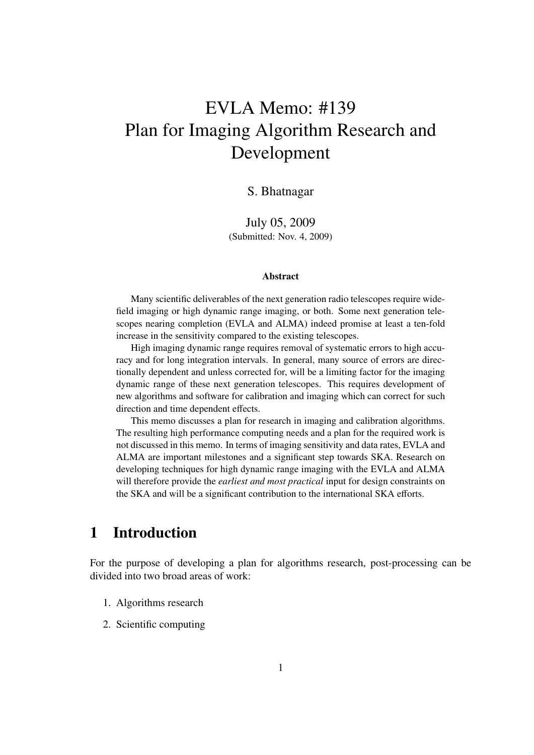# EVLA Memo: #139
# Plan for Imaging Algorithm Research and Development

S. Bhatnagar

July 05, 2009
(Submitted: Nov. 4, 2009)

**Abstract**

Many scientific deliverables of the next generation radio telescopes require wide-field imaging or high dynamic range imaging, or both. Some next generation telescopes nearing completion (EVLA and ALMA) indeed promise at least a ten-fold increase in the sensitivity compared to the existing telescopes.

High imaging dynamic range requires removal of systematic errors to high accuracy and for long integration intervals. In general, many source of errors are directionally dependent and unless corrected for, will be a limiting factor for the imaging dynamic range of these next generation telescopes. This requires development of new algorithms and software for calibration and imaging which can correct for such direction and time dependent effects.

This memo discusses a plan for research in imaging and calibration algorithms. The resulting high performance computing needs and a plan for the required work is not discussed in this memo. In terms of imaging sensitivity and data rates, EVLA and ALMA are important milestones and a significant step towards SKA. Research on developing techniques for high dynamic range imaging with the EVLA and ALMA will therefore provide the *earliest and most practical* input for design constraints on the SKA and will be a significant contribution to the international SKA efforts.

## 1 Introduction

For the purpose of developing a plan for algorithms research, post-processing can be divided into two broad areas of work:

1. Algorithms research
2. Scientific computing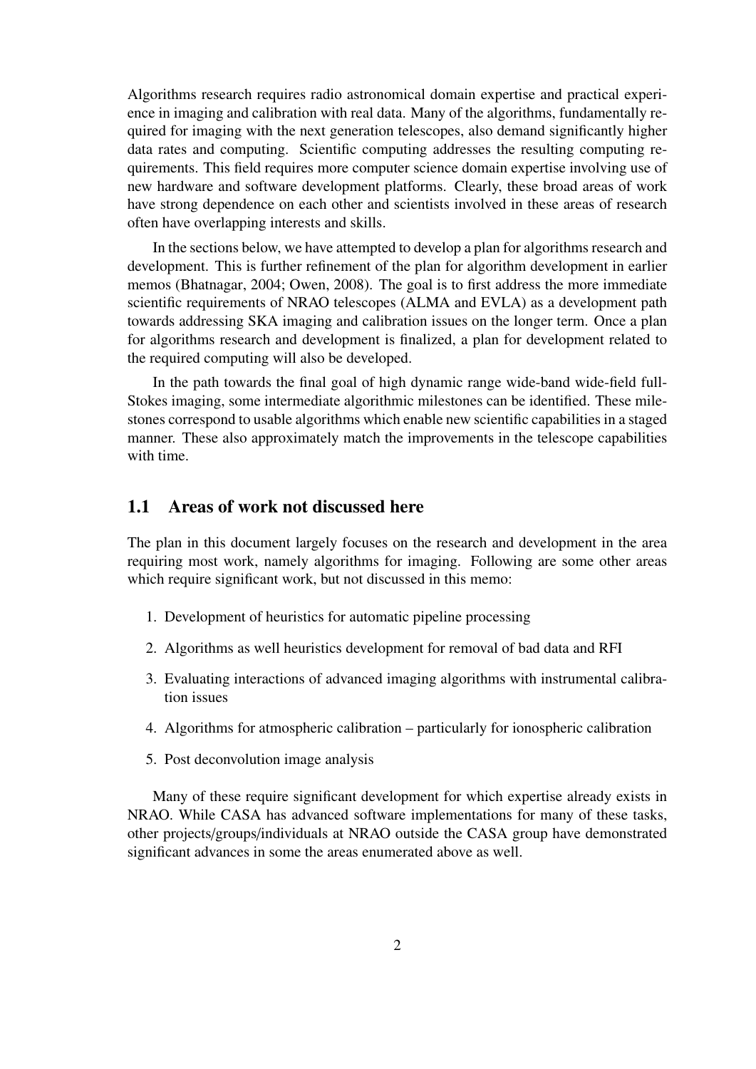Algorithms research requires radio astronomical domain expertise and practical experience in imaging and calibration with real data. Many of the algorithms, fundamentally required for imaging with the next generation telescopes, also demand significantly higher data rates and computing. Scientific computing addresses the resulting computing requirements. This field requires more computer science domain expertise involving use of new hardware and software development platforms. Clearly, these broad areas of work have strong dependence on each other and scientists involved in these areas of research often have overlapping interests and skills.

In the sections below, we have attempted to develop a plan for algorithms research and development. This is further refinement of the plan for algorithm development in earlier memos (Bhatnagar, 2004; Owen, 2008). The goal is to first address the more immediate scientific requirements of NRAO telescopes (ALMA and EVLA) as a development path towards addressing SKA imaging and calibration issues on the longer term. Once a plan for algorithms research and development is finalized, a plan for development related to the required computing will also be developed.

In the path towards the final goal of high dynamic range wide-band wide-field full-Stokes imaging, some intermediate algorithmic milestones can be identified. These milestones correspond to usable algorithms which enable new scientific capabilities in a staged manner. These also approximately match the improvements in the telescope capabilities with time.

## 1.1 Areas of work not discussed here

The plan in this document largely focuses on the research and development in the area requiring most work, namely algorithms for imaging. Following are some other areas which require significant work, but not discussed in this memo:

1. Development of heuristics for automatic pipeline processing
2. Algorithms as well heuristics development for removal of bad data and RFI
3. Evaluating interactions of advanced imaging algorithms with instrumental calibration issues
4. Algorithms for atmospheric calibration – particularly for ionospheric calibration
5. Post deconvolution image analysis

Many of these require significant development for which expertise already exists in NRAO. While CASA has advanced software implementations for many of these tasks, other projects/groups/individuals at NRAO outside the CASA group have demonstrated significant advances in some the areas enumerated above as well.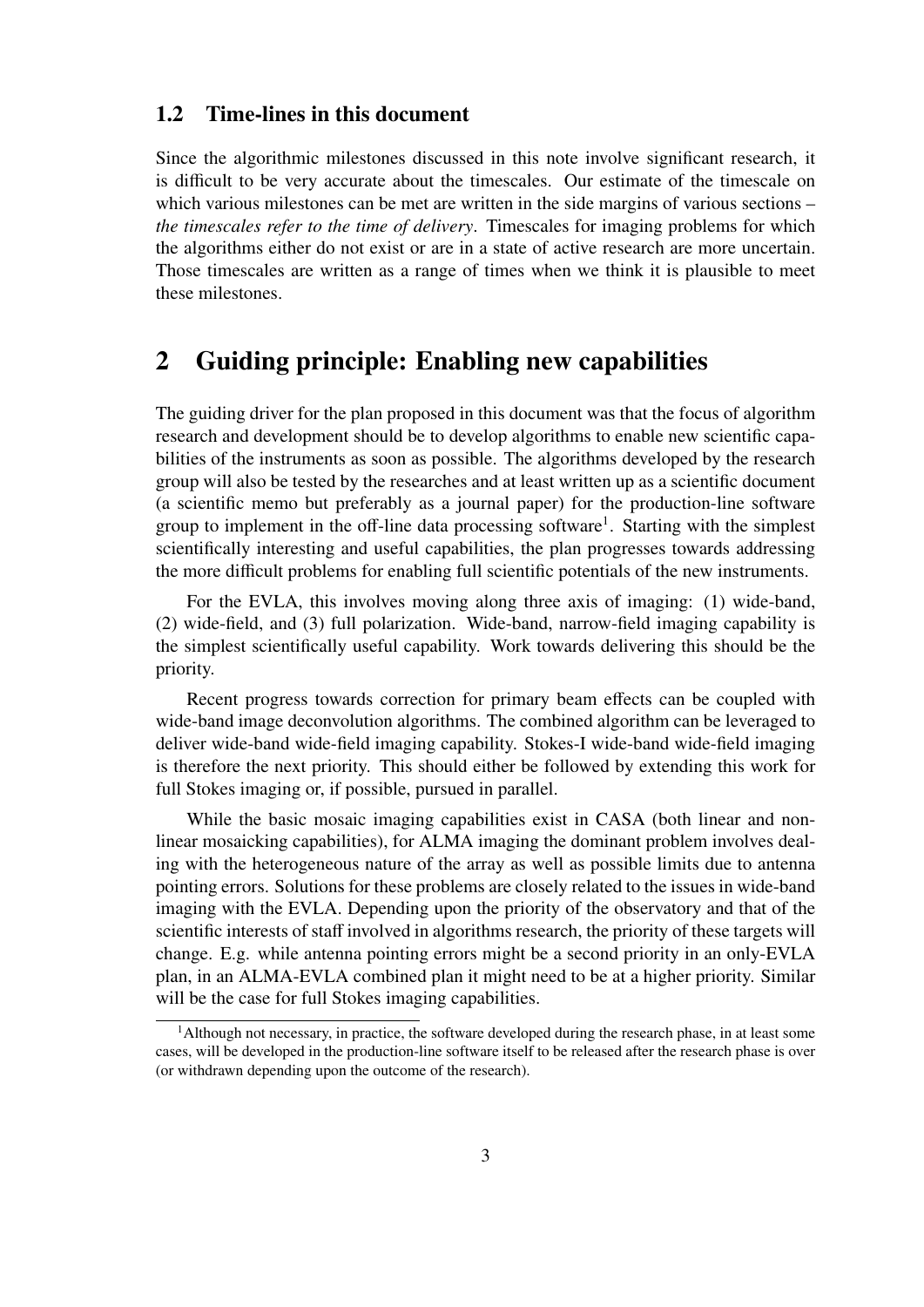### 1.2 Time-lines in this document

Since the algorithmic milestones discussed in this note involve significant research, it is difficult to be very accurate about the timescales. Our estimate of the timescale on which various milestones can be met are written in the side margins of various sections – *the timescales refer to the time of delivery*. Timescales for imaging problems for which the algorithms either do not exist or are in a state of active research are more uncertain. Those timescales are written as a range of times when we think it is plausible to meet these milestones.

## 2 Guiding principle: Enabling new capabilities

The guiding driver for the plan proposed in this document was that the focus of algorithm research and development should be to develop algorithms to enable new scientific capabilities of the instruments as soon as possible. The algorithms developed by the research group will also be tested by the researches and at least written up as a scientific document (a scientific memo but preferably as a journal paper) for the production-line software group to implement in the off-line data processing software[1]. Starting with the simplest scientifically interesting and useful capabilities, the plan progresses towards addressing the more difficult problems for enabling full scientific potentials of the new instruments.

For the EVLA, this involves moving along three axis of imaging: (1) wide-band, (2) wide-field, and (3) full polarization. Wide-band, narrow-field imaging capability is the simplest scientifically useful capability. Work towards delivering this should be the priority.

Recent progress towards correction for primary beam effects can be coupled with wide-band image deconvolution algorithms. The combined algorithm can be leveraged to deliver wide-band wide-field imaging capability. Stokes-I wide-band wide-field imaging is therefore the next priority. This should either be followed by extending this work for full Stokes imaging or, if possible, pursued in parallel.

While the basic mosaic imaging capabilities exist in CASA (both linear and non-linear mosaicking capabilities), for ALMA imaging the dominant problem involves dealing with the heterogeneous nature of the array as well as possible limits due to antenna pointing errors. Solutions for these problems are closely related to the issues in wide-band imaging with the EVLA. Depending upon the priority of the observatory and that of the scientific interests of staff involved in algorithms research, the priority of these targets will change. E.g. while antenna pointing errors might be a second priority in an only-EVLA plan, in an ALMA-EVLA combined plan it might need to be at a higher priority. Similar will be the case for full Stokes imaging capabilities.

[1] Although not necessary, in practice, the software developed during the research phase, in at least some cases, will be developed in the production-line software itself to be released after the research phase is over (or withdrawn depending upon the outcome of the research).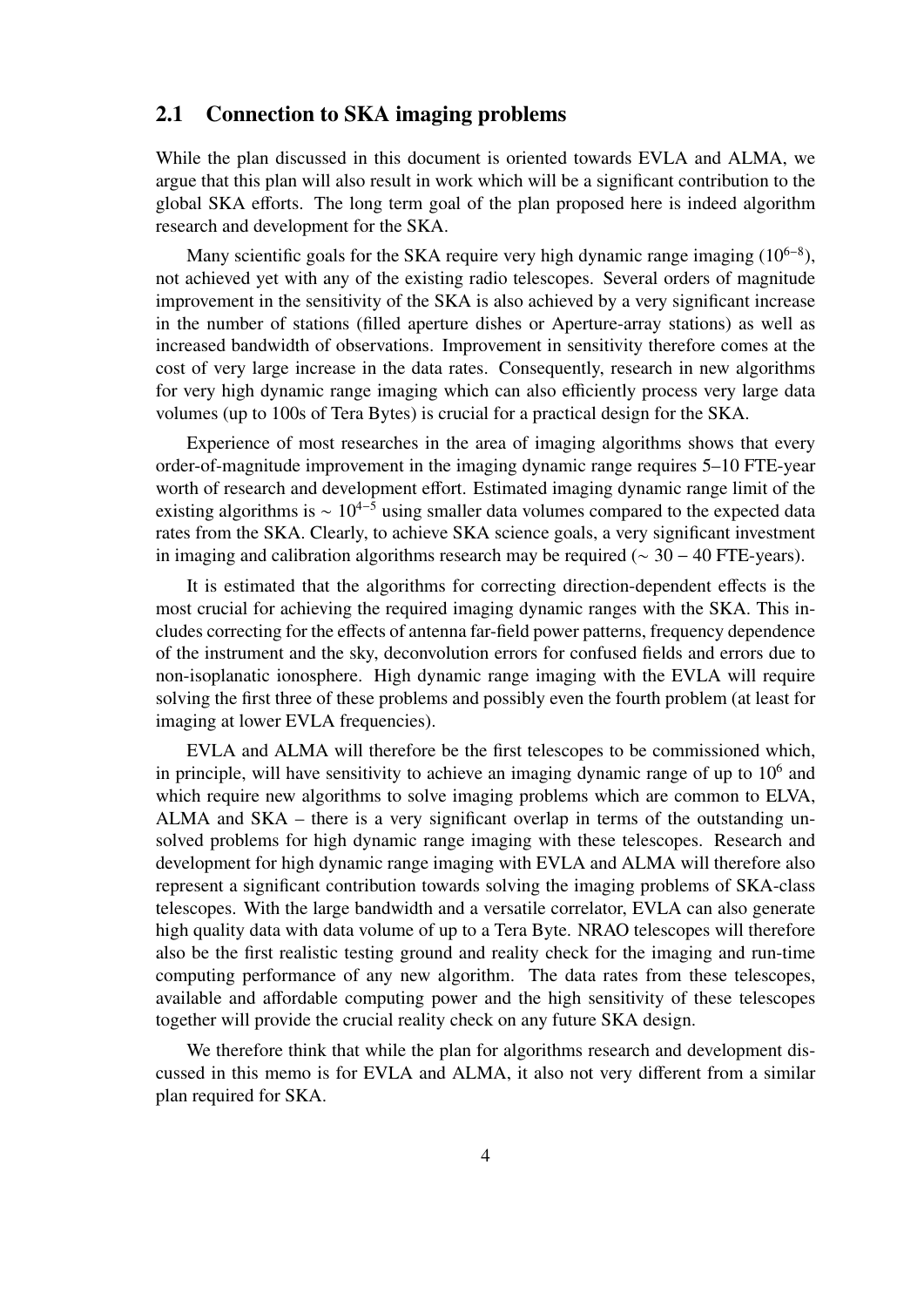## 2.1 Connection to SKA imaging problems

While the plan discussed in this document is oriented towards EVLA and ALMA, we argue that this plan will also result in work which will be a significant contribution to the global SKA efforts. The long term goal of the plan proposed here is indeed algorithm research and development for the SKA.

Many scientific goals for the SKA require very high dynamic range imaging ($10^{6-8}$), not achieved yet with any of the existing radio telescopes. Several orders of magnitude improvement in the sensitivity of the SKA is also achieved by a very significant increase in the number of stations (filled aperture dishes or Aperture-array stations) as well as increased bandwidth of observations. Improvement in sensitivity therefore comes at the cost of very large increase in the data rates. Consequently, research in new algorithms for very high dynamic range imaging which can also efficiently process very large data volumes (up to 100s of Tera Bytes) is crucial for a practical design for the SKA.

Experience of most researches in the area of imaging algorithms shows that every order-of-magnitude improvement in the imaging dynamic range requires 5–10 FTE-year worth of research and development effort. Estimated imaging dynamic range limit of the existing algorithms is $\sim 10^{4-5}$ using smaller data volumes compared to the expected data rates from the SKA. Clearly, to achieve SKA science goals, a very significant investment in imaging and calibration algorithms research may be required ($\sim 30-40$ FTE-years).

It is estimated that the algorithms for correcting direction-dependent effects is the most crucial for achieving the required imaging dynamic ranges with the SKA. This includes correcting for the effects of antenna far-field power patterns, frequency dependence of the instrument and the sky, deconvolution errors for confused fields and errors due to non-isoplanatic ionosphere. High dynamic range imaging with the EVLA will require solving the first three of these problems and possibly even the fourth problem (at least for imaging at lower EVLA frequencies).

EVLA and ALMA will therefore be the first telescopes to be commissioned which, in principle, will have sensitivity to achieve an imaging dynamic range of up to $10^6$ and which require new algorithms to solve imaging problems which are common to ELVA, ALMA and SKA – there is a very significant overlap in terms of the outstanding unsolved problems for high dynamic range imaging with these telescopes. Research and development for high dynamic range imaging with EVLA and ALMA will therefore also represent a significant contribution towards solving the imaging problems of SKA-class telescopes. With the large bandwidth and a versatile correlator, EVLA can also generate high quality data with data volume of up to a Tera Byte. NRAO telescopes will therefore also be the first realistic testing ground and reality check for the imaging and run-time computing performance of any new algorithm. The data rates from these telescopes, available and affordable computing power and the high sensitivity of these telescopes together will provide the crucial reality check on any future SKA design.

We therefore think that while the plan for algorithms research and development discussed in this memo is for EVLA and ALMA, it also not very different from a similar plan required for SKA.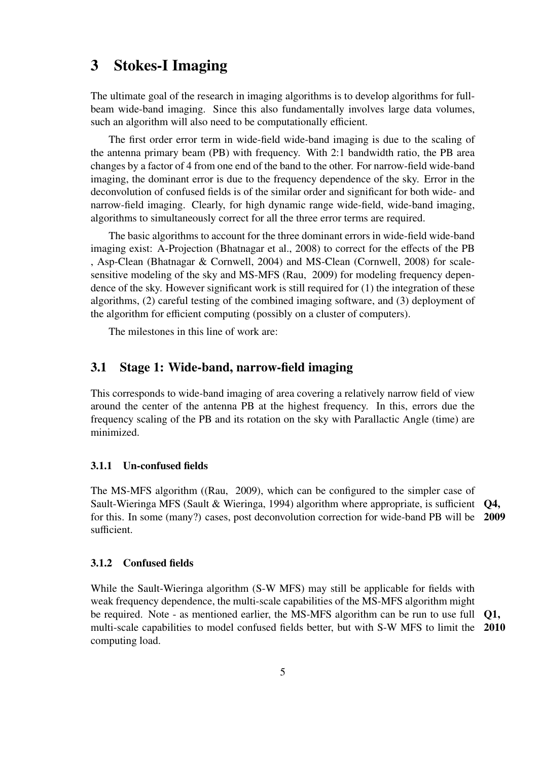# 3 Stokes-I Imaging

The ultimate goal of the research in imaging algorithms is to develop algorithms for full-beam wide-band imaging. Since this also fundamentally involves large data volumes, such an algorithm will also need to be computationally efficient.

The first order error term in wide-field wide-band imaging is due to the scaling of the antenna primary beam (PB) with frequency. With 2:1 bandwidth ratio, the PB area changes by a factor of 4 from one end of the band to the other. For narrow-field wide-band imaging, the dominant error is due to the frequency dependence of the sky. Error in the deconvolution of confused fields is of the similar order and significant for both wide- and narrow-field imaging. Clearly, for high dynamic range wide-field, wide-band imaging, algorithms to simultaneously correct for all the three error terms are required.

The basic algorithms to account for the three dominant errors in wide-field wide-band imaging exist: A-Projection (Bhatnagar et al., 2008) to correct for the effects of the PB , Asp-Clean (Bhatnagar & Cornwell, 2004) and MS-Clean (Cornwell, 2008) for scale-sensitive modeling of the sky and MS-MFS (Rau, 2009) for modeling frequency dependence of the sky. However significant work is still required for (1) the integration of these algorithms, (2) careful testing of the combined imaging software, and (3) deployment of the algorithm for efficient computing (possibly on a cluster of computers).

The milestones in this line of work are:

## 3.1 Stage 1: Wide-band, narrow-field imaging

This corresponds to wide-band imaging of area covering a relatively narrow field of view around the center of the antenna PB at the highest frequency. In this, errors due the frequency scaling of the PB and its rotation on the sky with Parallactic Angle (time) are minimized.

### 3.1.1 Un-confused fields

The MS-MFS algorithm ((Rau, 2009), which can be configured to the simpler case of Sault-Wieringa MFS (Sault & Wieringa, 1994) algorithm where appropriate, is sufficient for this. In some (many?) cases, post deconvolution correction for wide-band PB will be sufficient. **Q4, 2009**

### 3.1.2 Confused fields

While the Sault-Wieringa algorithm (S-W MFS) may still be applicable for fields with weak frequency dependence, the multi-scale capabilities of the MS-MFS algorithm might be required. Note - as mentioned earlier, the MS-MFS algorithm can be run to use full multi-scale capabilities to model confused fields better, but with S-W MFS to limit the computing load. **Q1, 2010**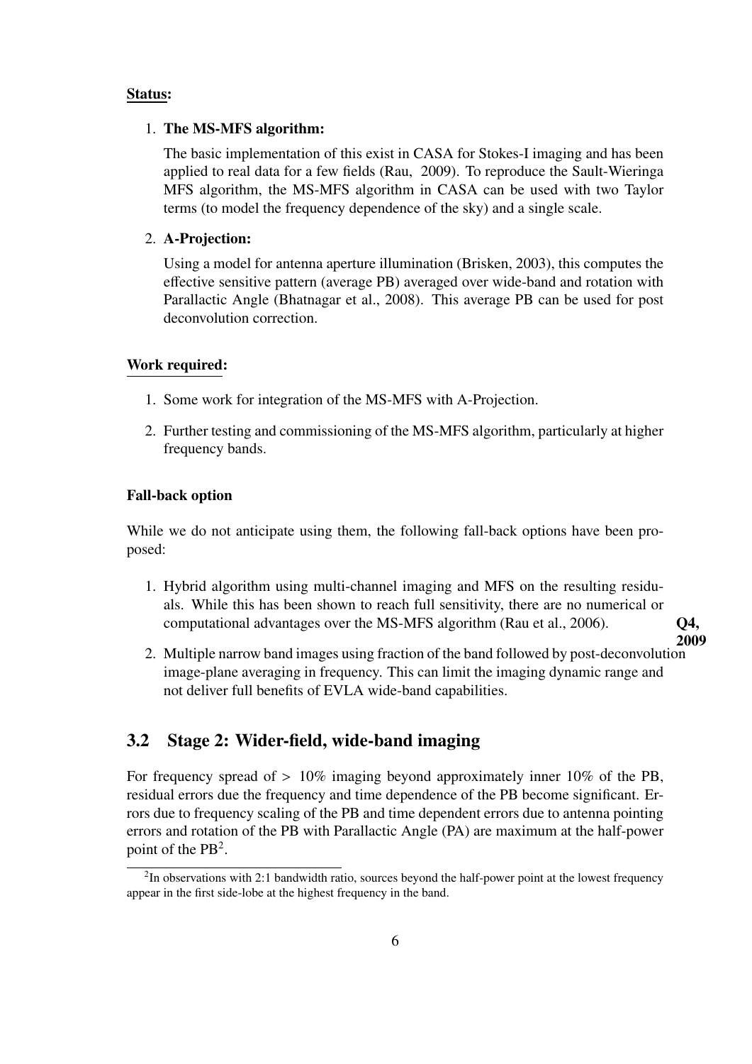**Status:**

1. **The MS-MFS algorithm:**

   The basic implementation of this exist in CASA for Stokes-I imaging and has been applied to real data for a few fields (Rau, 2009). To reproduce the Sault-Wieringa MFS algorithm, the MS-MFS algorithm in CASA can be used with two Taylor terms (to model the frequency dependence of the sky) and a single scale.

2. **A-Projection:**

   Using a model for antenna aperture illumination (Brisken, 2003), this computes the effective sensitive pattern (average PB) averaged over wide-band and rotation with Parallactic Angle (Bhatnagar et al., 2008). This average PB can be used for post deconvolution correction.

**Work required:**

1. Some work for integration of the MS-MFS with A-Projection.
2. Further testing and commissioning of the MS-MFS algorithm, particularly at higher frequency bands.

**Fall-back option**

While we do not anticipate using them, the following fall-back options have been proposed:

1. Hybrid algorithm using multi-channel imaging and MFS on the resulting residuals. While this has been shown to reach full sensitivity, there are no numerical or computational advantages over the MS-MFS algorithm (Rau et al., 2006). **Q4, 2009**
2. Multiple narrow band images using fraction of the band followed by post-deconvolution image-plane averaging in frequency. This can limit the imaging dynamic range and not deliver full benefits of EVLA wide-band capabilities.

## 3.2 Stage 2: Wider-field, wide-band imaging

For frequency spread of $> 10\%$ imaging beyond approximately inner 10% of the PB, residual errors due the frequency and time dependence of the PB become significant. Errors due to frequency scaling of the PB and time dependent errors due to antenna pointing errors and rotation of the PB with Parallactic Angle (PA) are maximum at the half-power point of the PB[2].

[2] In observations with 2:1 bandwidth ratio, sources beyond the half-power point at the lowest frequency appear in the first side-lobe at the highest frequency in the band.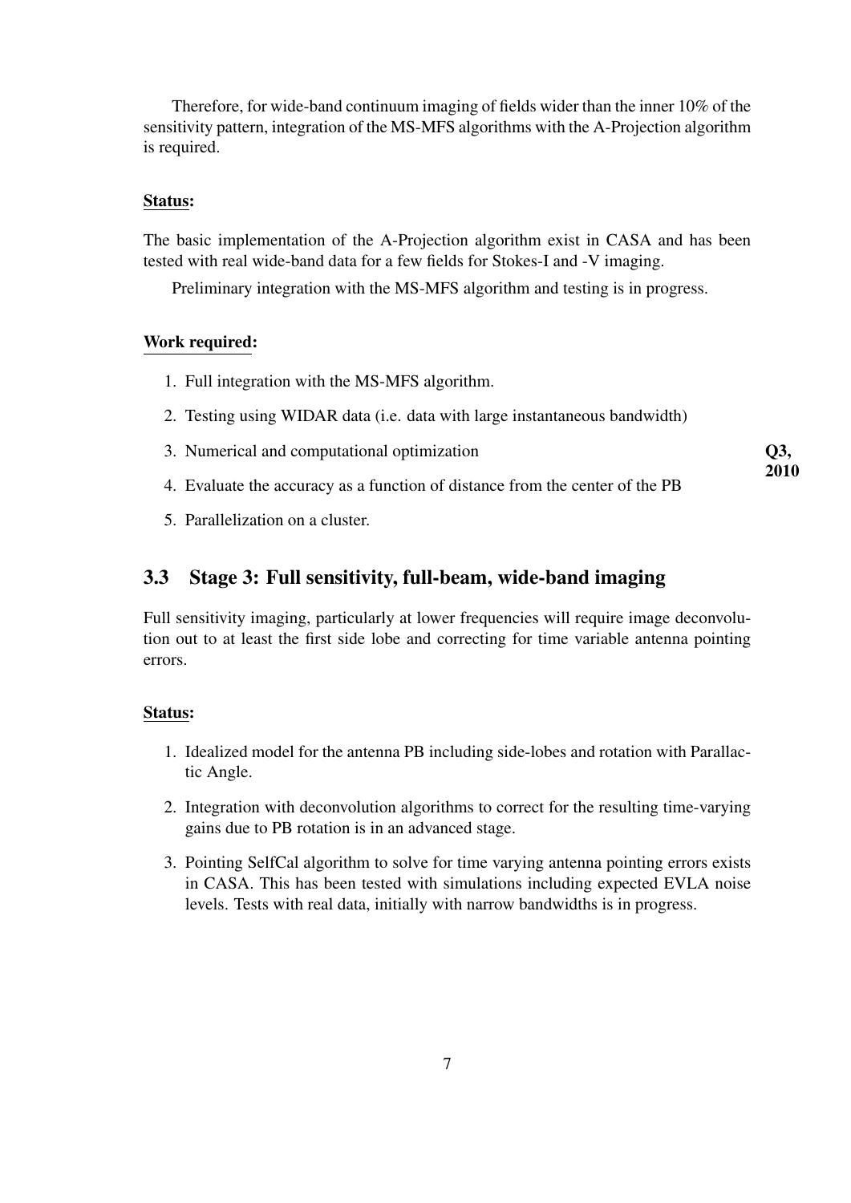Therefore, for wide-band continuum imaging of fields wider than the inner 10% of the sensitivity pattern, integration of the MS-MFS algorithms with the A-Projection algorithm is required.

**Status:**

The basic implementation of the A-Projection algorithm exist in CASA and has been tested with real wide-band data for a few fields for Stokes-I and -V imaging.

Preliminary integration with the MS-MFS algorithm and testing is in progress.

**Work required:**

1. Full integration with the MS-MFS algorithm.
2. Testing using WIDAR data (i.e. data with large instantaneous bandwidth)
3. Numerical and computational optimization
4. Evaluate the accuracy as a function of distance from the center of the PB
5. Parallelization on a cluster.

**Q3, 2010**

## 3.3 Stage 3: Full sensitivity, full-beam, wide-band imaging

Full sensitivity imaging, particularly at lower frequencies will require image deconvolution out to at least the first side lobe and correcting for time variable antenna pointing errors.

**Status:**

1. Idealized model for the antenna PB including side-lobes and rotation with Parallactic Angle.
2. Integration with deconvolution algorithms to correct for the resulting time-varying gains due to PB rotation is in an advanced stage.
3. Pointing SelfCal algorithm to solve for time varying antenna pointing errors exists in CASA. This has been tested with simulations including expected EVLA noise levels. Tests with real data, initially with narrow bandwidths is in progress.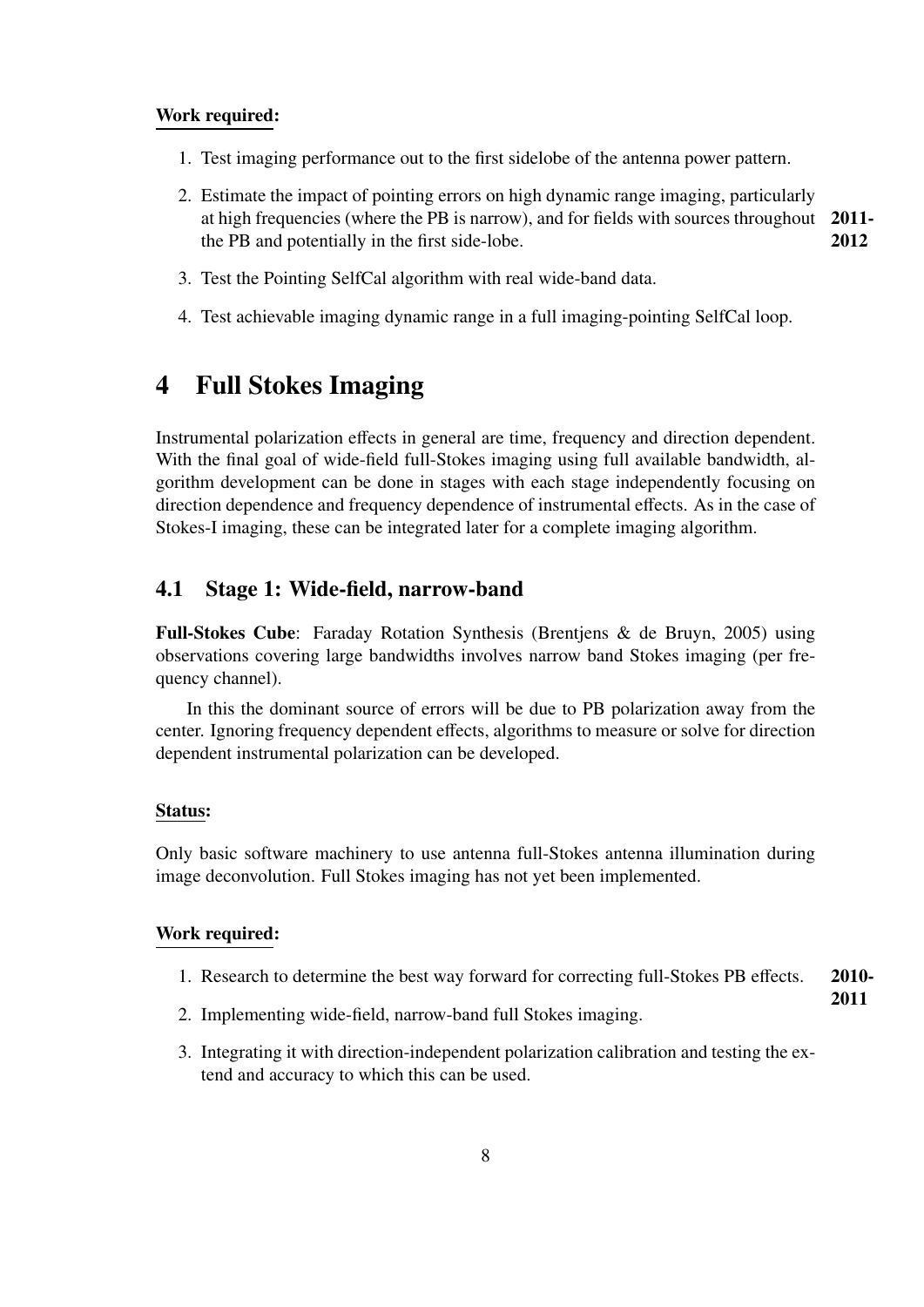**Work required:**

1. Test imaging performance out to the first sidelobe of the antenna power pattern.
2. Estimate the impact of pointing errors on high dynamic range imaging, particularly at high frequencies (where the PB is narrow), and for fields with sources throughout the PB and potentially in the first side-lobe. **2011-2012**
3. Test the Pointing SelfCal algorithm with real wide-band data.
4. Test achievable imaging dynamic range in a full imaging-pointing SelfCal loop.

# 4 Full Stokes Imaging

Instrumental polarization effects in general are time, frequency and direction dependent. With the final goal of wide-field full-Stokes imaging using full available bandwidth, algorithm development can be done in stages with each stage independently focusing on direction dependence and frequency dependence of instrumental effects. As in the case of Stokes-I imaging, these can be integrated later for a complete imaging algorithm.

## 4.1 Stage 1: Wide-field, narrow-band

**Full-Stokes Cube**: Faraday Rotation Synthesis (Brentjens & de Bruyn, 2005) using observations covering large bandwidths involves narrow band Stokes imaging (per frequency channel).

In this the dominant source of errors will be due to PB polarization away from the center. Ignoring frequency dependent effects, algorithms to measure or solve for direction dependent instrumental polarization can be developed.

**Status:**

Only basic software machinery to use antenna full-Stokes antenna illumination during image deconvolution. Full Stokes imaging has not yet been implemented.

**Work required:**

1. Research to determine the best way forward for correcting full-Stokes PB effects. **2010-2011**
2. Implementing wide-field, narrow-band full Stokes imaging.
3. Integrating it with direction-independent polarization calibration and testing the extend and accuracy to which this can be used.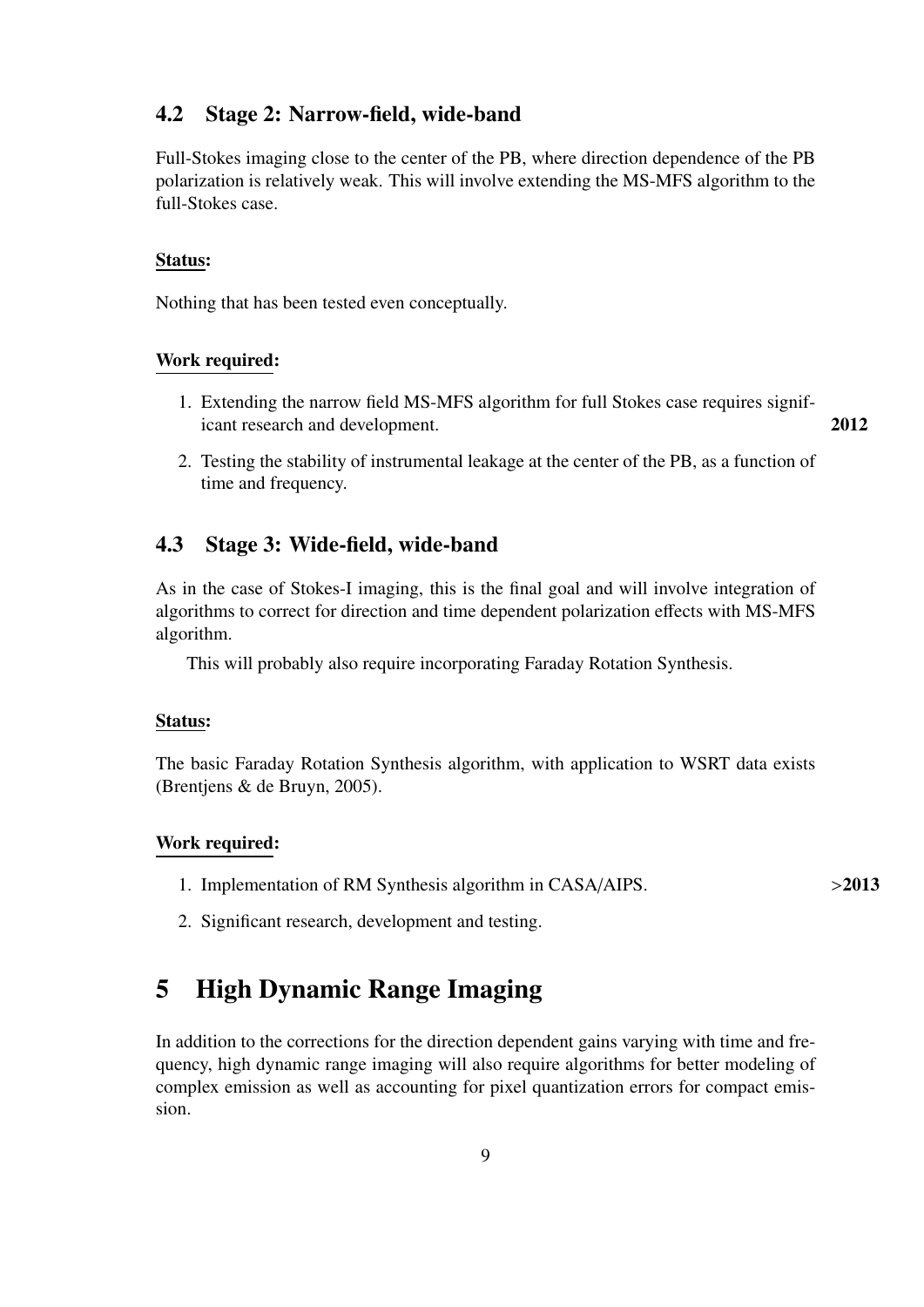### 4.2 Stage 2: Narrow-field, wide-band

Full-Stokes imaging close to the center of the PB, where direction dependence of the PB polarization is relatively weak. This will involve extending the MS-MFS algorithm to the full-Stokes case.

**Status:**

Nothing that has been tested even conceptually.

**Work required:**

1. Extending the narrow field MS-MFS algorithm for full Stokes case requires significant research and development. **2012**
2. Testing the stability of instrumental leakage at the center of the PB, as a function of time and frequency.

### 4.3 Stage 3: Wide-field, wide-band

As in the case of Stokes-I imaging, this is the final goal and will involve integration of algorithms to correct for direction and time dependent polarization effects with MS-MFS algorithm.

This will probably also require incorporating Faraday Rotation Synthesis.

**Status:**

The basic Faraday Rotation Synthesis algorithm, with application to WSRT data exists (Brentjens & de Bruyn, 2005).

**Work required:**

1. Implementation of RM Synthesis algorithm in CASA/AIPS. **>2013**
2. Significant research, development and testing.

## 5 High Dynamic Range Imaging

In addition to the corrections for the direction dependent gains varying with time and frequency, high dynamic range imaging will also require algorithms for better modeling of complex emission as well as accounting for pixel quantization errors for compact emission.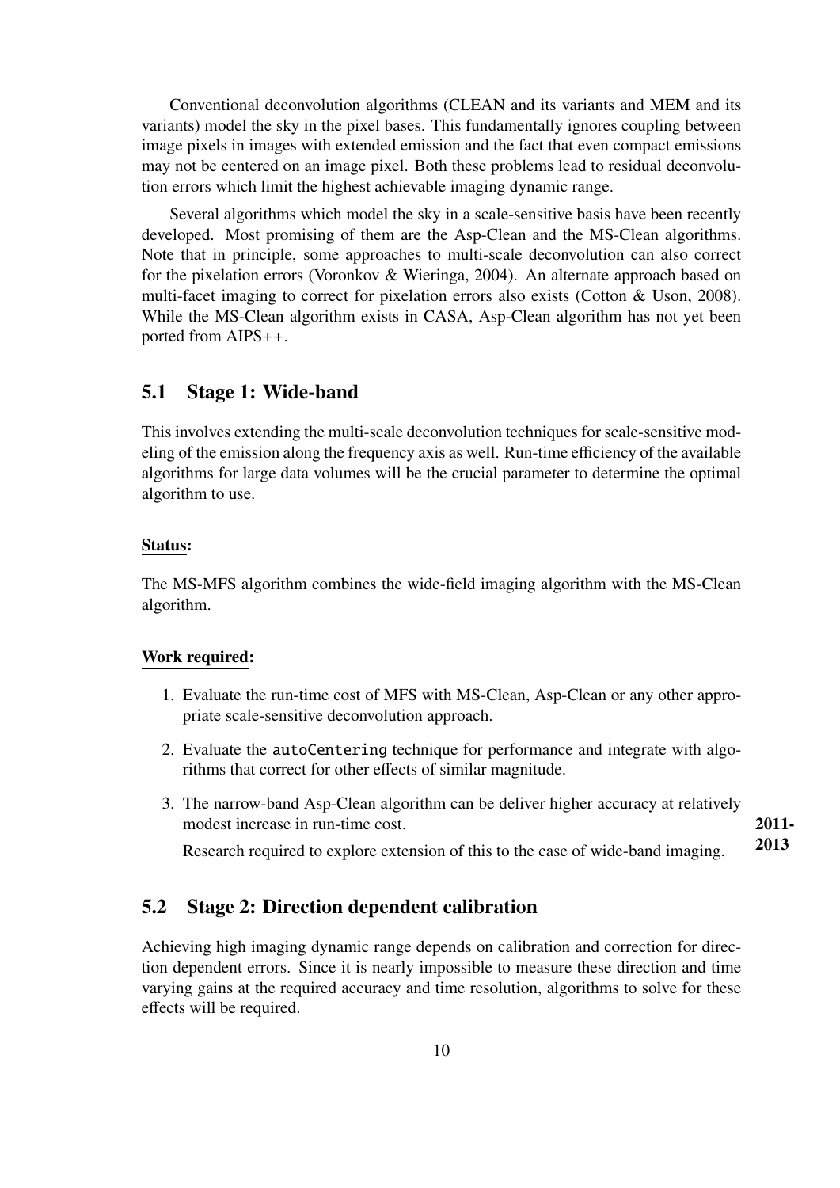Conventional deconvolution algorithms (CLEAN and its variants and MEM and its variants) model the sky in the pixel bases. This fundamentally ignores coupling between image pixels in images with extended emission and the fact that even compact emissions may not be centered on an image pixel. Both these problems lead to residual deconvolution errors which limit the highest achievable imaging dynamic range.

Several algorithms which model the sky in a scale-sensitive basis have been recently developed. Most promising of them are the Asp-Clean and the MS-Clean algorithms. Note that in principle, some approaches to multi-scale deconvolution can also correct for the pixelation errors (Voronkov & Wieringa, 2004). An alternate approach based on multi-facet imaging to correct for pixelation errors also exists (Cotton & Uson, 2008). While the MS-Clean algorithm exists in CASA, Asp-Clean algorithm has not yet been ported from AIPS++.

## 5.1 Stage 1: Wide-band

This involves extending the multi-scale deconvolution techniques for scale-sensitive modeling of the emission along the frequency axis as well. Run-time efficiency of the available algorithms for large data volumes will be the crucial parameter to determine the optimal algorithm to use.

**Status:**

The MS-MFS algorithm combines the wide-field imaging algorithm with the MS-Clean algorithm.

**Work required:**

1. Evaluate the run-time cost of MFS with MS-Clean, Asp-Clean or any other appropriate scale-sensitive deconvolution approach.
2. Evaluate the `autoCentering` technique for performance and integrate with algorithms that correct for other effects of similar magnitude.
3. The narrow-band Asp-Clean algorithm can be deliver higher accuracy at relatively modest increase in run-time cost.

   Research required to explore extension of this to the case of wide-band imaging. **2011-2013**

## 5.2 Stage 2: Direction dependent calibration

Achieving high imaging dynamic range depends on calibration and correction for direction dependent errors. Since it is nearly impossible to measure these direction and time varying gains at the required accuracy and time resolution, algorithms to solve for these effects will be required.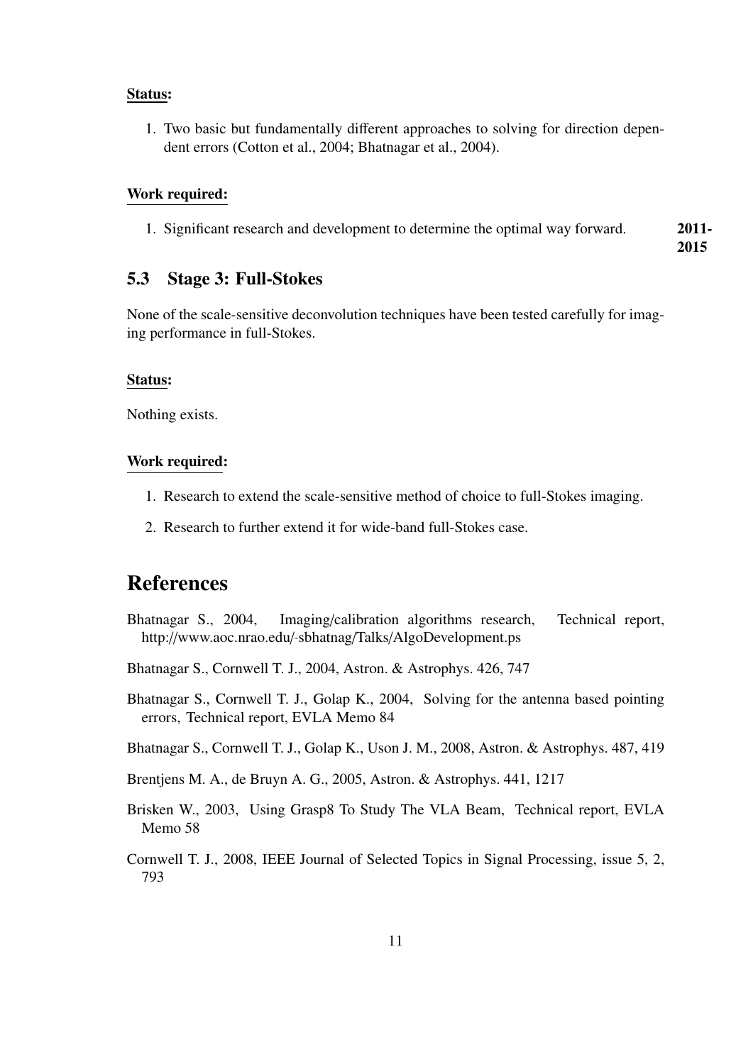**Status:**

1. Two basic but fundamentally different approaches to solving for direction dependent errors (Cotton et al., 2004; Bhatnagar et al., 2004).

**Work required:**

1. Significant research and development to determine the optimal way forward. **2011-2015**

## 5.3 Stage 3: Full-Stokes

None of the scale-sensitive deconvolution techniques have been tested carefully for imaging performance in full-Stokes.

**Status:**

Nothing exists.

**Work required:**

1. Research to extend the scale-sensitive method of choice to full-Stokes imaging.
2. Research to further extend it for wide-band full-Stokes case.

# References

Bhatnagar S., 2004, Imaging/calibration algorithms research, Technical report, http://www.aoc.nrao.edu/-sbhatnag/Talks/AlgoDevelopment.ps

Bhatnagar S., Cornwell T. J., 2004, Astron. & Astrophys. 426, 747

Bhatnagar S., Cornwell T. J., Golap K., 2004, Solving for the antenna based pointing errors, Technical report, EVLA Memo 84

Bhatnagar S., Cornwell T. J., Golap K., Uson J. M., 2008, Astron. & Astrophys. 487, 419

Brentjens M. A., de Bruyn A. G., 2005, Astron. & Astrophys. 441, 1217

Brisken W., 2003, Using Grasp8 To Study The VLA Beam, Technical report, EVLA Memo 58

Cornwell T. J., 2008, IEEE Journal of Selected Topics in Signal Processing, issue 5, 2, 793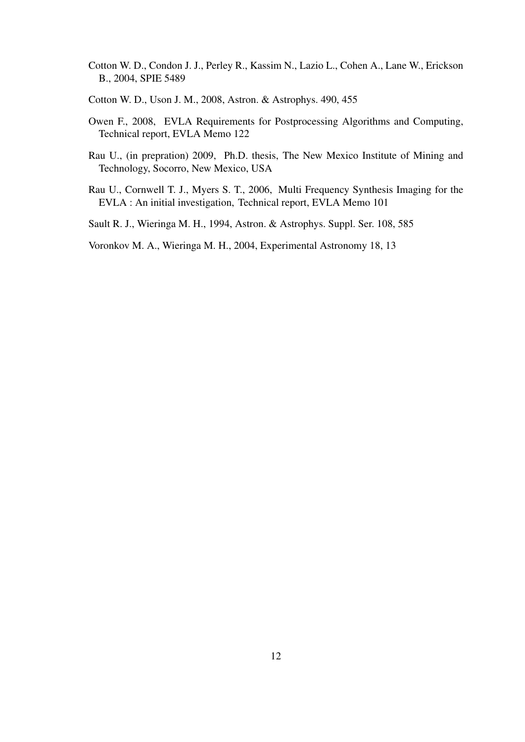Cotton W. D., Condon J. J., Perley R., Kassim N., Lazio L., Cohen A., Lane W., Erickson B., 2004, SPIE 5489

Cotton W. D., Uson J. M., 2008, Astron. & Astrophys. 490, 455

Owen F., 2008, EVLA Requirements for Postprocessing Algorithms and Computing, Technical report, EVLA Memo 122

Rau U., (in prepration) 2009, Ph.D. thesis, The New Mexico Institute of Mining and Technology, Socorro, New Mexico, USA

Rau U., Cornwell T. J., Myers S. T., 2006, Multi Frequency Synthesis Imaging for the EVLA : An initial investigation, Technical report, EVLA Memo 101

Sault R. J., Wieringa M. H., 1994, Astron. & Astrophys. Suppl. Ser. 108, 585

Voronkov M. A., Wieringa M. H., 2004, Experimental Astronomy 18, 13